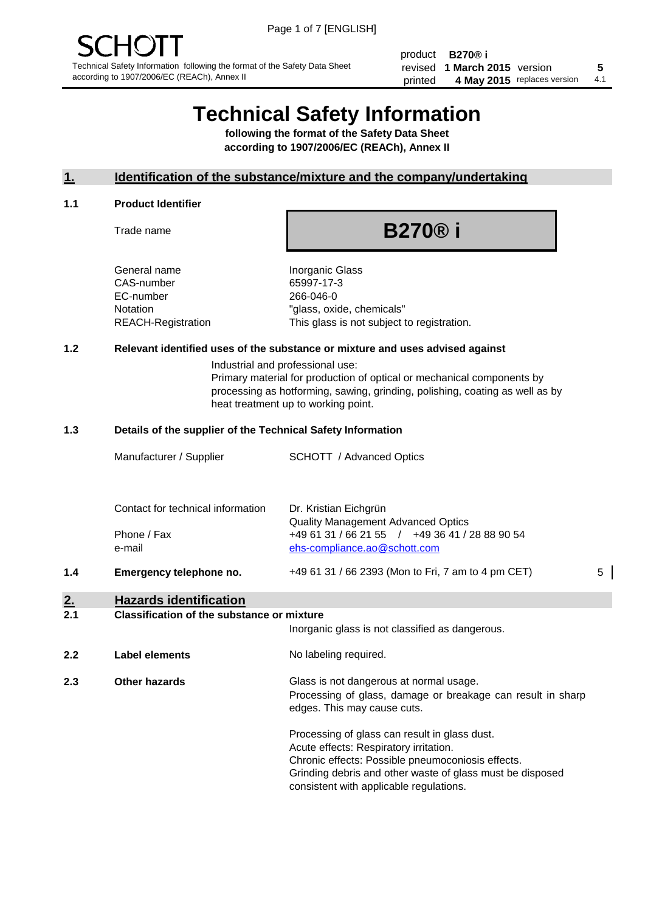SCHOTT

Technical Safety Information following the format of the Safety Data Sheet according to 1907/2006/EC (REACh), Annex II

| product | B270® i | | |
| --- | --- | --- | --- |
| revised | 1 March 2015 | version | 5 |
| printed | 4 May 2015 | replaces version | 4.1 |

# Technical Safety Information

**following the format of the Safety Data Sheet according to 1907/2006/EC (REACh), Annex II**

## 1. Identification of the substance/mixture and the company/undertaking

### 1.1 Product Identifier

| | |
| --- | --- |
| Trade name | **B270® i** |
| General name | Inorganic Glass |
| CAS-number | 65997-17-3 |
| EC-number | 266-046-0 |
| Notation | "glass, oxide, chemicals" |
| REACH-Registration | This glass is not subject to registration. |

### 1.2 Relevant identified uses of the substance or mixture and uses advised against

Industrial and professional use:
Primary material for production of optical or mechanical components by processing as hotforming, sawing, grinding, polishing, coating as well as by heat treatment up to working point.

### 1.3 Details of the supplier of the Technical Safety Information

| | |
| --- | --- |
| Manufacturer / Supplier | SCHOTT / Advanced Optics |
| Contact for technical information | Dr. Kristian Eichgrün<br>Quality Management Advanced Optics |
| Phone / Fax | +49 61 31 / 66 21 55 / +49 36 41 / 28 88 90 54 |
| e-mail | ehs-compliance.ao@schott.com |

### 1.4 Emergency telephone no.

+49 61 31 / 66 2393 (Mon to Fri, 7 am to 4 pm CET) 5

## 2. Hazards identification

### 2.1 Classification of the substance or mixture

Inorganic glass is not classified as dangerous.

### 2.2 Label elements

No labeling required.

### 2.3 Other hazards

Glass is not dangerous at normal usage.
Processing of glass, damage or breakage can result in sharp edges. This may cause cuts.

Processing of glass can result in glass dust.
Acute effects: Respiratory irritation.
Chronic effects: Possible pneumoconiosis effects.
Grinding debris and other waste of glass must be disposed consistent with applicable regulations.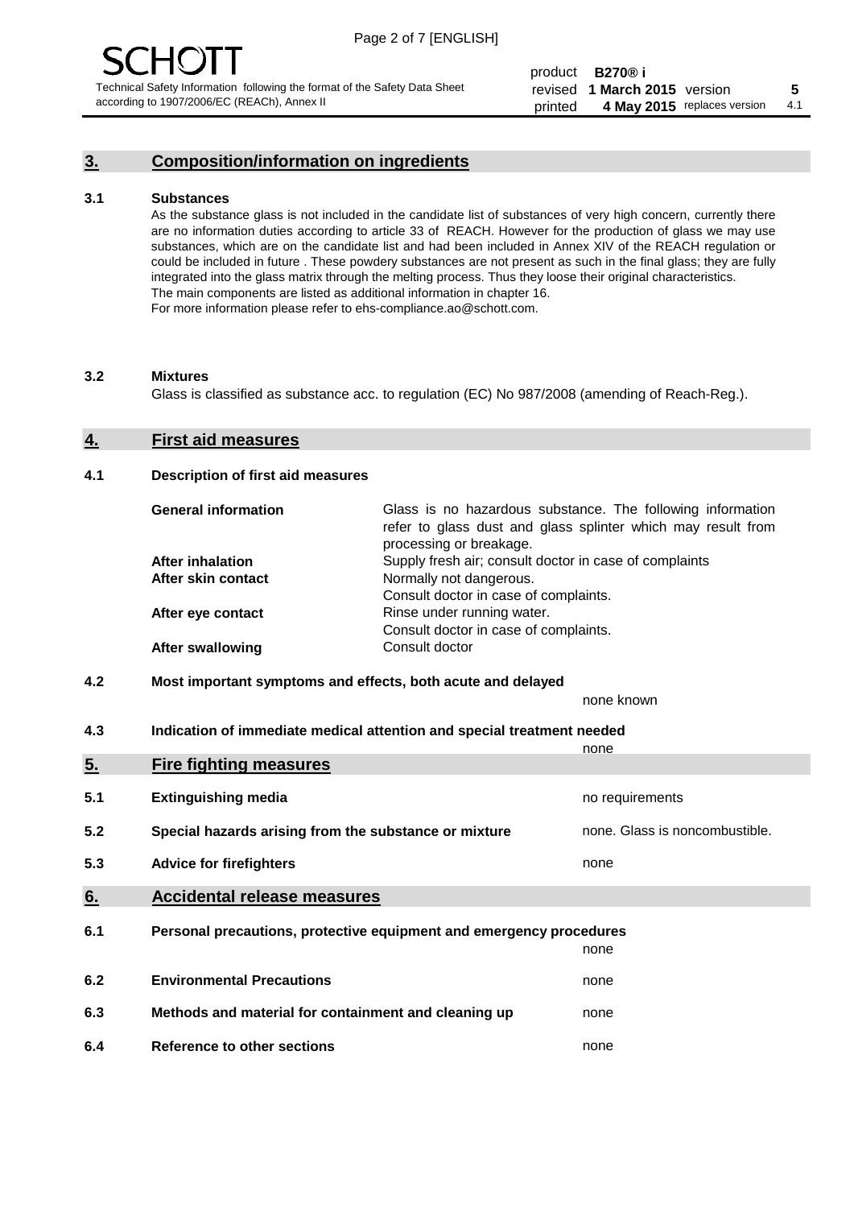## 3. Composition/information on ingredients

**3.1 Substances**

As the substance glass is not included in the candidate list of substances of very high concern, currently there are no information duties according to article 33 of REACH. However for the production of glass we may use substances, which are on the candidate list and had been included in Annex XIV of the REACH regulation or could be included in future . These powdery substances are not present as such in the final glass; they are fully integrated into the glass matrix through the melting process. Thus they loose their original characteristics. The main components are listed as additional information in chapter 16.
For more information please refer to ehs-compliance.ao@schott.com.

**3.2 Mixtures**

Glass is classified as substance acc. to regulation (EC) No 987/2008 (amending of Reach-Reg.).

## 4. First aid measures

**4.1 Description of first aid measures**

| | |
|---|---|
| **General information** | Glass is no hazardous substance. The following information refer to glass dust and glass splinter which may result from processing or breakage. |
| **After inhalation** | Supply fresh air; consult doctor in case of complaints |
| **After skin contact** | Normally not dangerous. Consult doctor in case of complaints. |
| **After eye contact** | Rinse under running water. Consult doctor in case of complaints. |
| **After swallowing** | Consult doctor |

**4.2 Most important symptoms and effects, both acute and delayed**

none known

**4.3 Indication of immediate medical attention and special treatment needed**

none

## 5. Fire fighting measures

| | | |
|---|---|---|
| 5.1 | **Extinguishing media** | no requirements |
| 5.2 | **Special hazards arising from the substance or mixture** | none. Glass is noncombustible. |
| 5.3 | **Advice for firefighters** | none |

## 6. Accidental release measures

| | | |
|---|---|---|
| 6.1 | **Personal precautions, protective equipment and emergency procedures** | none |
| 6.2 | **Environmental Precautions** | none |
| 6.3 | **Methods and material for containment and cleaning up** | none |
| 6.4 | **Reference to other sections** | none |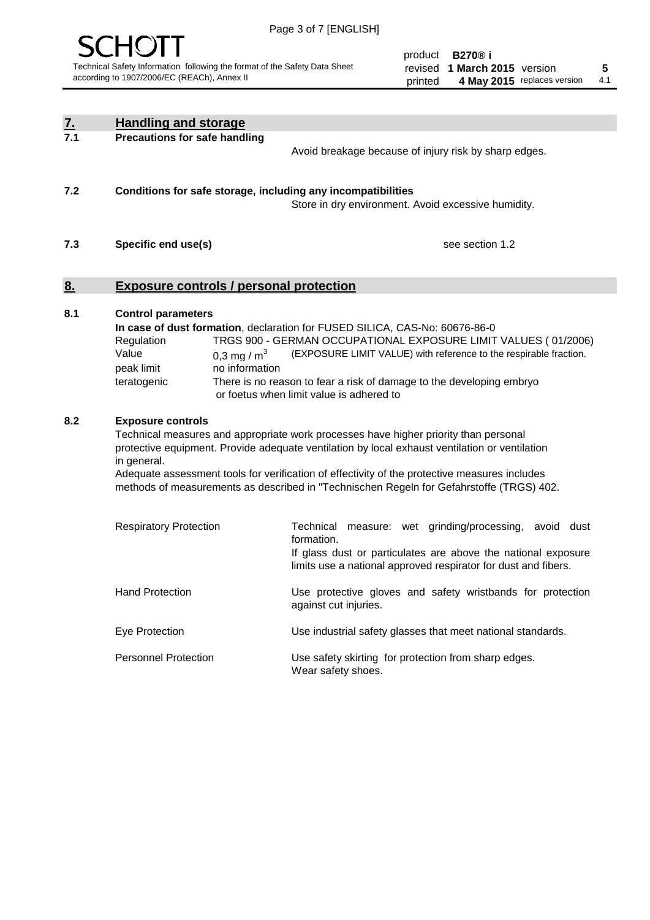## 7. Handling and storage

**7.1 Precautions for safe handling**

Avoid breakage because of injury risk by sharp edges.

**7.2 Conditions for safe storage, including any incompatibilities**

Store in dry environment. Avoid excessive humidity.

**7.3 Specific end use(s)**

see section 1.2

## 8. Exposure controls / personal protection

**8.1 Control parameters**

**In case of dust formation**, declaration for FUSED SILICA, CAS-No: 60676-86-0

| | |
|---|---|
| Regulation | TRGS 900 - GERMAN OCCUPATIONAL EXPOSURE LIMIT VALUES ( 01/2006) |
| Value | 0,3 mg / $m^3$ (EXPOSURE LIMIT VALUE) with reference to the respirable fraction. |
| peak limit | no information |
| teratogenic | There is no reason to fear a risk of damage to the developing embryo or foetus when limit value is adhered to |

**8.2 Exposure controls**

Technical measures and appropriate work processes have higher priority than personal protective equipment. Provide adequate ventilation by local exhaust ventilation or ventilation in general.
Adequate assessment tools for verification of effectivity of the protective measures includes methods of measurements as described in "Technischen Regeln for Gefahrstoffe (TRGS) 402.

| | |
|---|---|
| Respiratory Protection | Technical measure: wet grinding/processing, avoid dust formation. If glass dust or particulates are above the national exposure limits use a national approved respirator for dust and fibers. |
| Hand Protection | Use protective gloves and safety wristbands for protection against cut injuries. |
| Eye Protection | Use industrial safety glasses that meet national standards. |
| Personnel Protection | Use safety skirting for protection from sharp edges. Wear safety shoes. |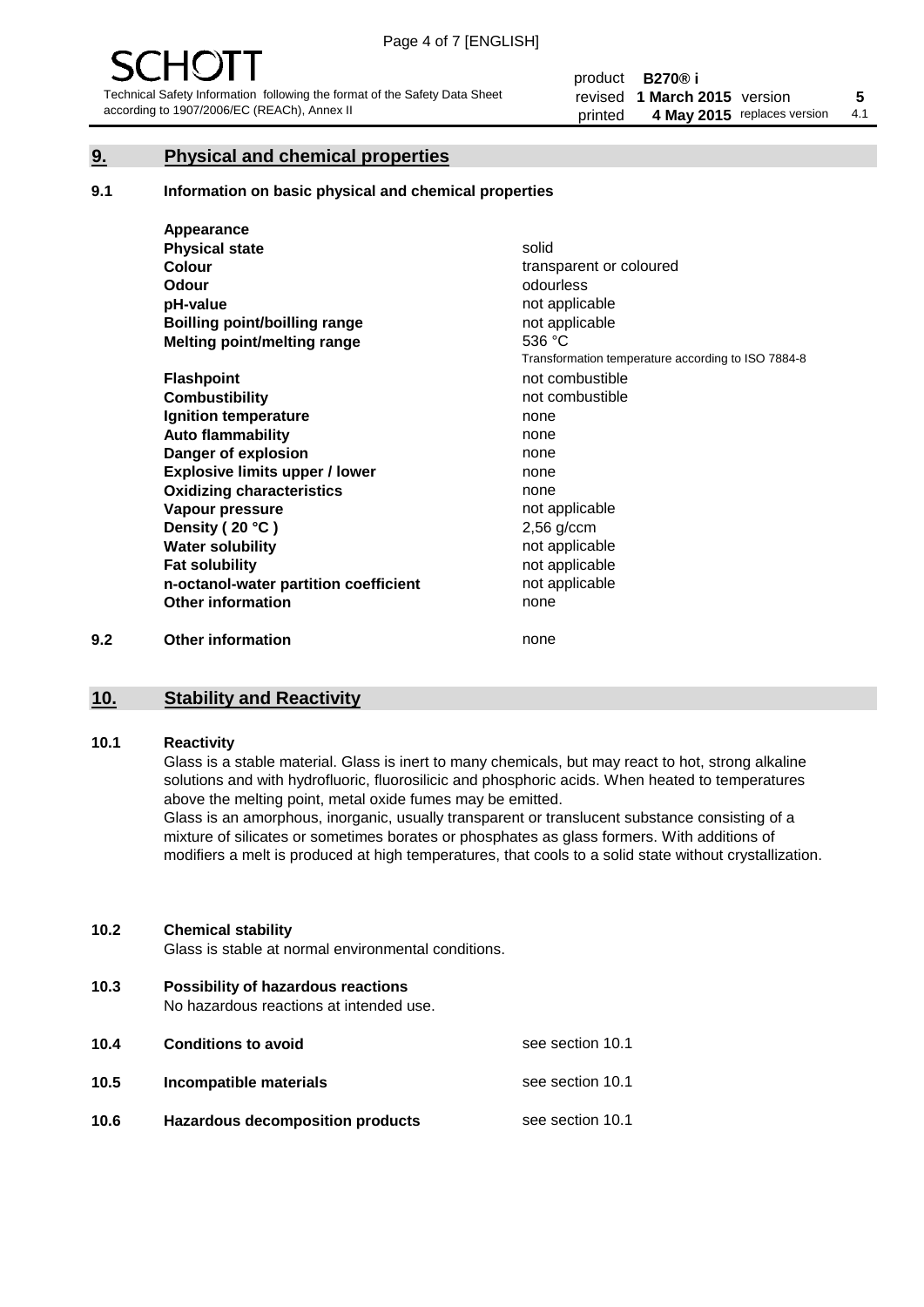## 9. Physical and chemical properties

### 9.1 Information on basic physical and chemical properties

| Property | Value |
|---|---|
| **Appearance** | |
| **Physical state** | solid |
| **Colour** | transparent or coloured |
| **Odour** | odourless |
| **pH-value** | not applicable |
| **Boilling point/boilling range** | not applicable |
| **Melting point/melting range** | 536 °C<br>Transformation temperature according to ISO 7884-8 |
| **Flashpoint** | not combustible |
| **Combustibility** | not combustible |
| **Ignition temperature** | none |
| **Auto flammability** | none |
| **Danger of explosion** | none |
| **Explosive limits upper / lower** | none |
| **Oxidizing characteristics** | none |
| **Vapour pressure** | not applicable |
| **Density ( 20 °C )** | 2,56 g/ccm |
| **Water solubility** | not applicable |
| **Fat solubility** | not applicable |
| **n-octanol-water partition coefficient** | not applicable |
| **Other information** | none |

### 9.2 Other information

none

## 10. Stability and Reactivity

### 10.1 Reactivity

Glass is a stable material. Glass is inert to many chemicals, but may react to hot, strong alkaline solutions and with hydrofluoric, fluorosilicic and phosphoric acids. When heated to temperatures above the melting point, metal oxide fumes may be emitted.

Glass is an amorphous, inorganic, usually transparent or translucent substance consisting of a mixture of silicates or sometimes borates or phosphates as glass formers. With additions of modifiers a melt is produced at high temperatures, that cools to a solid state without crystallization.

### 10.2 Chemical stability

Glass is stable at normal environmental conditions.

### 10.3 Possibility of hazardous reactions

No hazardous reactions at intended use.

### 10.4 Conditions to avoid

see section 10.1

### 10.5 Incompatible materials

see section 10.1

### 10.6 Hazardous decomposition products

see section 10.1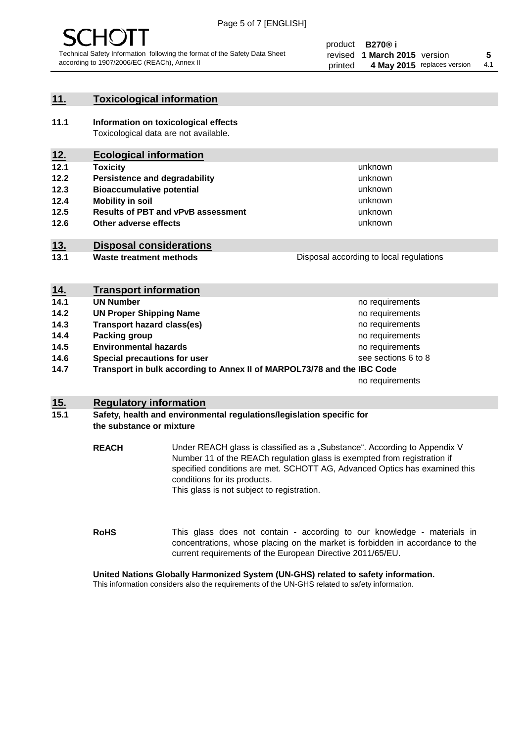## 11. Toxicological information

**11.1 Information on toxicological effects**

Toxicological data are not available.

## 12. Ecological information

| | | |
|---|---|---|
| **12.1** | **Toxicity** | unknown |
| **12.2** | **Persistence and degradability** | unknown |
| **12.3** | **Bioaccumulative potential** | unknown |
| **12.4** | **Mobility in soil** | unknown |
| **12.5** | **Results of PBT and vPvB assessment** | unknown |
| **12.6** | **Other adverse effects** | unknown |

## 13. Disposal considerations

| | | |
|---|---|---|
| **13.1** | **Waste treatment methods** | Disposal according to local regulations |

## 14. Transport information

| | | |
|---|---|---|
| **14.1** | **UN Number** | no requirements |
| **14.2** | **UN Proper Shipping Name** | no requirements |
| **14.3** | **Transport hazard class(es)** | no requirements |
| **14.4** | **Packing group** | no requirements |
| **14.5** | **Environmental hazards** | no requirements |
| **14.6** | **Special precautions for user** | see sections 6 to 8 |
| **14.7** | **Transport in bulk according to Annex II of MARPOL73/78 and the IBC Code** | no requirements |

## 15. Regulatory information

**15.1 Safety, health and environmental regulations/legislation specific for the substance or mixture**

**REACH**

Under REACH glass is classified as a „Substance". According to Appendix V Number 11 of the REACh regulation glass is exempted from registration if specified conditions are met. SCHOTT AG, Advanced Optics has examined this conditions for its products.
This glass is not subject to registration.

**RoHS**

This glass does not contain - according to our knowledge - materials in concentrations, whose placing on the market is forbidden in accordance to the current requirements of the European Directive 2011/65/EU.

**United Nations Globally Harmonized System (UN-GHS) related to safety information.**

This information considers also the requirements of the UN-GHS related to safety information.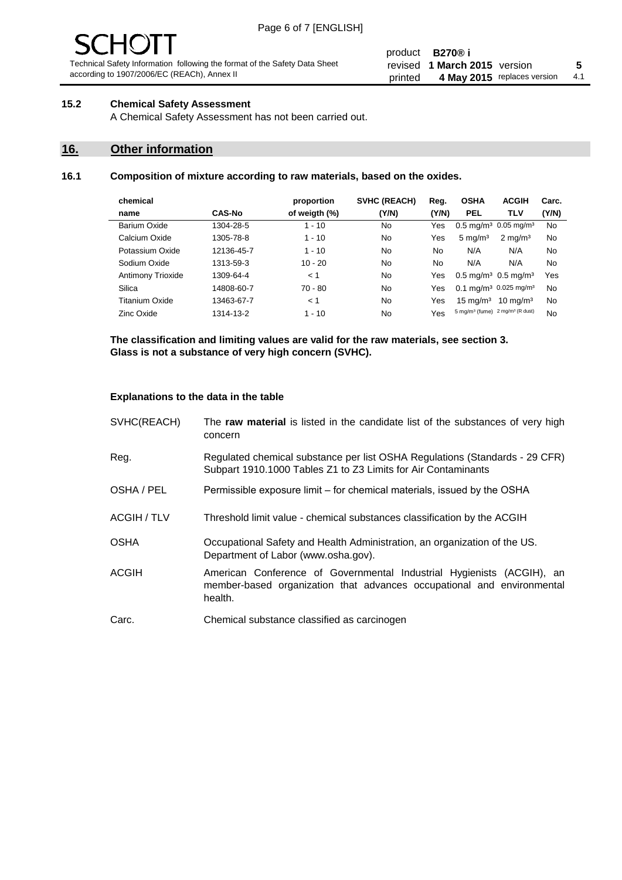### 15.2 Chemical Safety Assessment

A Chemical Safety Assessment has not been carried out.

## 16. Other information

### 16.1 Composition of mixture according to raw materials, based on the oxides.

| chemical name | CAS-No | proportion of weigth (%) | SVHC (REACH) (Y/N) | Reg. (Y/N) | OSHA PEL | ACGIH TLV | Carc. (Y/N) |
|---|---|---|---|---|---|---|---|
| Barium Oxide | 1304-28-5 | 1 - 10 | No | Yes | 0.5 mg/m³ | 0.05 mg/m³ | No |
| Calcium Oxide | 1305-78-8 | 1 - 10 | No | Yes | 5 mg/m³ | 2 mg/m³ | No |
| Potassium Oxide | 12136-45-7 | 1 - 10 | No | No | N/A | N/A | No |
| Sodium Oxide | 1313-59-3 | 10 - 20 | No | No | N/A | N/A | No |
| Antimony Trioxide | 1309-64-4 | < 1 | No | Yes | 0.5 mg/m³ | 0.5 mg/m³ | Yes |
| Silica | 14808-60-7 | 70 - 80 | No | Yes | 0.1 mg/m³ | 0.025 mg/m³ | No |
| Titanium Oxide | 13463-67-7 | < 1 | No | Yes | 15 mg/m³ | 10 mg/m³ | No |
| Zinc Oxide | 1314-13-2 | 1 - 10 | No | Yes | 5 mg/m³ (fume) | 2 mg/m³ (R dust) | No |

**The classification and limiting values are valid for the raw materials, see section 3.**
**Glass is not a substance of very high concern (SVHC).**

**Explanations to the data in the table**

SVHC(REACH) — The **raw material** is listed in the candidate list of the substances of very high concern

Reg. — Regulated chemical substance per list OSHA Regulations (Standards - 29 CFR) Subpart 1910.1000 Tables Z1 to Z3 Limits for Air Contaminants

OSHA / PEL — Permissible exposure limit – for chemical materials, issued by the OSHA

ACGIH / TLV — Threshold limit value - chemical substances classification by the ACGIH

OSHA — Occupational Safety and Health Administration, an organization of the US. Department of Labor (www.osha.gov).

ACGIH — American Conference of Governmental Industrial Hygienists (ACGIH), an member-based organization that advances occupational and environmental health.

Carc. — Chemical substance classified as carcinogen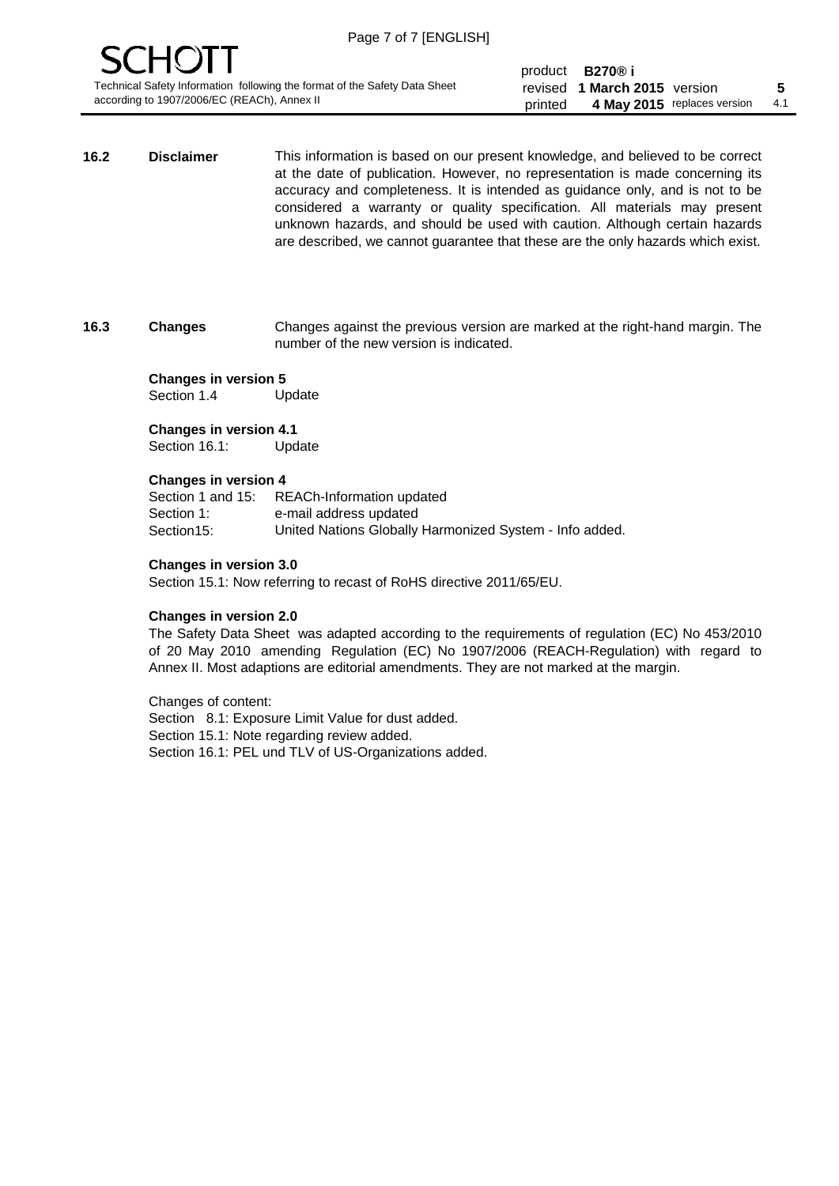**16.2 Disclaimer**

This information is based on our present knowledge, and believed to be correct at the date of publication. However, no representation is made concerning its accuracy and completeness. It is intended as guidance only, and is not to be considered a warranty or quality specification. All materials may present unknown hazards, and should be used with caution. Although certain hazards are described, we cannot guarantee that these are the only hazards which exist.

**16.3 Changes**

Changes against the previous version are marked at the right-hand margin. The number of the new version is indicated.

**Changes in version 5**

Section 1.4 Update

**Changes in version 4.1**

Section 16.1: Update

**Changes in version 4**

Section 1 and 15: REACh-Information updated
Section 1: e-mail address updated
Section15: United Nations Globally Harmonized System - Info added.

**Changes in version 3.0**

Section 15.1: Now referring to recast of RoHS directive 2011/65/EU.

**Changes in version 2.0**

The Safety Data Sheet was adapted according to the requirements of regulation (EC) No 453/2010 of 20 May 2010 amending Regulation (EC) No 1907/2006 (REACH-Regulation) with regard to Annex II. Most adaptions are editorial amendments. They are not marked at the margin.

Changes of content:
Section 8.1: Exposure Limit Value for dust added.
Section 15.1: Note regarding review added.
Section 16.1: PEL und TLV of US-Organizations added.